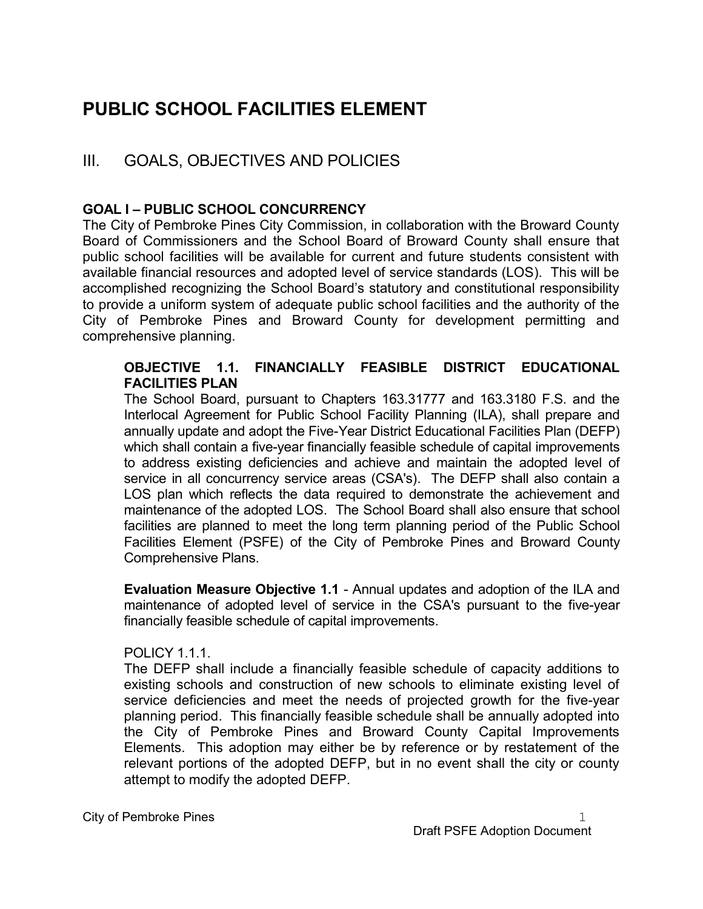# PUBLIC SCHOOL FACILITIES ELEMENT

## III. GOALS, OBJECTIVES AND POLICIES

**GOAL I – PUBLIC SCHOOL CONCURRENCY**

The City of Pembroke Pines City Commission, in collaboration with the Broward County Board of Commissioners and the School Board of Broward County shall ensure that public school facilities will be available for current and future students consistent with available financial resources and adopted level of service standards (LOS). This will be accomplished recognizing the School Board's statutory and constitutional responsibility to provide a uniform system of adequate public school facilities and the authority of the City of Pembroke Pines and Broward County for development permitting and comprehensive planning.

**OBJECTIVE 1.1. FINANCIALLY FEASIBLE DISTRICT EDUCATIONAL FACILITIES PLAN**

The School Board, pursuant to Chapters 163.31777 and 163.3180 F.S. and the Interlocal Agreement for Public School Facility Planning (ILA), shall prepare and annually update and adopt the Five-Year District Educational Facilities Plan (DEFP) which shall contain a five-year financially feasible schedule of capital improvements to address existing deficiencies and achieve and maintain the adopted level of service in all concurrency service areas (CSA's). The DEFP shall also contain a LOS plan which reflects the data required to demonstrate the achievement and maintenance of the adopted LOS. The School Board shall also ensure that school facilities are planned to meet the long term planning period of the Public School Facilities Element (PSFE) of the City of Pembroke Pines and Broward County Comprehensive Plans.

**Evaluation Measure Objective 1.1** - Annual updates and adoption of the ILA and maintenance of adopted level of service in the CSA's pursuant to the five-year financially feasible schedule of capital improvements.

POLICY 1.1.1.

The DEFP shall include a financially feasible schedule of capacity additions to existing schools and construction of new schools to eliminate existing level of service deficiencies and meet the needs of projected growth for the five-year planning period. This financially feasible schedule shall be annually adopted into the City of Pembroke Pines and Broward County Capital Improvements Elements. This adoption may either be by reference or by restatement of the relevant portions of the adopted DEFP, but in no event shall the city or county attempt to modify the adopted DEFP.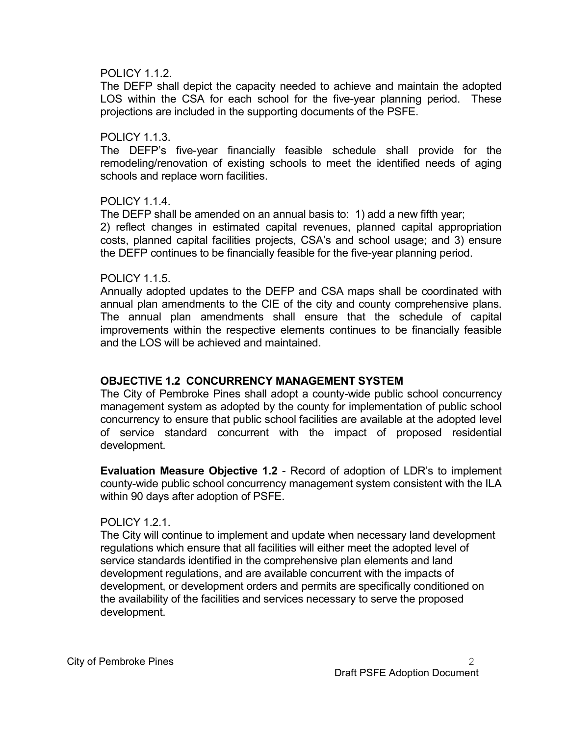POLICY 1.1.2.
The DEFP shall depict the capacity needed to achieve and maintain the adopted LOS within the CSA for each school for the five-year planning period. These projections are included in the supporting documents of the PSFE.

POLICY 1.1.3.
The DEFP's five-year financially feasible schedule shall provide for the remodeling/renovation of existing schools to meet the identified needs of aging schools and replace worn facilities.

POLICY 1.1.4.
The DEFP shall be amended on an annual basis to: 1) add a new fifth year; 2) reflect changes in estimated capital revenues, planned capital appropriation costs, planned capital facilities projects, CSA's and school usage; and 3) ensure the DEFP continues to be financially feasible for the five-year planning period.

POLICY 1.1.5.
Annually adopted updates to the DEFP and CSA maps shall be coordinated with annual plan amendments to the CIE of the city and county comprehensive plans. The annual plan amendments shall ensure that the schedule of capital improvements within the respective elements continues to be financially feasible and the LOS will be achieved and maintained.

**OBJECTIVE 1.2 CONCURRENCY MANAGEMENT SYSTEM**
The City of Pembroke Pines shall adopt a county-wide public school concurrency management system as adopted by the county for implementation of public school concurrency to ensure that public school facilities are available at the adopted level of service standard concurrent with the impact of proposed residential development.

**Evaluation Measure Objective 1.2** - Record of adoption of LDR's to implement county-wide public school concurrency management system consistent with the ILA within 90 days after adoption of PSFE.

POLICY 1.2.1.
The City will continue to implement and update when necessary land development regulations which ensure that all facilities will either meet the adopted level of service standards identified in the comprehensive plan elements and land development regulations, and are available concurrent with the impacts of development, or development orders and permits are specifically conditioned on the availability of the facilities and services necessary to serve the proposed development.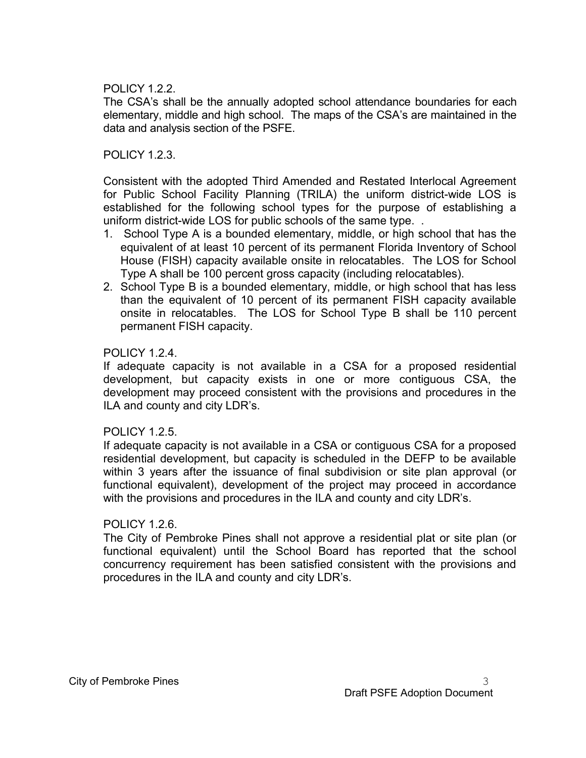POLICY 1.2.2.

The CSA's shall be the annually adopted school attendance boundaries for each elementary, middle and high school. The maps of the CSA's are maintained in the data and analysis section of the PSFE.

POLICY 1.2.3.

Consistent with the adopted Third Amended and Restated Interlocal Agreement for Public School Facility Planning (TRILA) the uniform district-wide LOS is established for the following school types for the purpose of establishing a uniform district-wide LOS for public schools of the same type. .

1. School Type A is a bounded elementary, middle, or high school that has the equivalent of at least 10 percent of its permanent Florida Inventory of School House (FISH) capacity available onsite in relocatables. The LOS for School Type A shall be 100 percent gross capacity (including relocatables).
2. School Type B is a bounded elementary, middle, or high school that has less than the equivalent of 10 percent of its permanent FISH capacity available onsite in relocatables. The LOS for School Type B shall be 110 percent permanent FISH capacity.

POLICY 1.2.4.

If adequate capacity is not available in a CSA for a proposed residential development, but capacity exists in one or more contiguous CSA, the development may proceed consistent with the provisions and procedures in the ILA and county and city LDR's.

POLICY 1.2.5.

If adequate capacity is not available in a CSA or contiguous CSA for a proposed residential development, but capacity is scheduled in the DEFP to be available within 3 years after the issuance of final subdivision or site plan approval (or functional equivalent), development of the project may proceed in accordance with the provisions and procedures in the ILA and county and city LDR's.

POLICY 1.2.6.

The City of Pembroke Pines shall not approve a residential plat or site plan (or functional equivalent) until the School Board has reported that the school concurrency requirement has been satisfied consistent with the provisions and procedures in the ILA and county and city LDR's.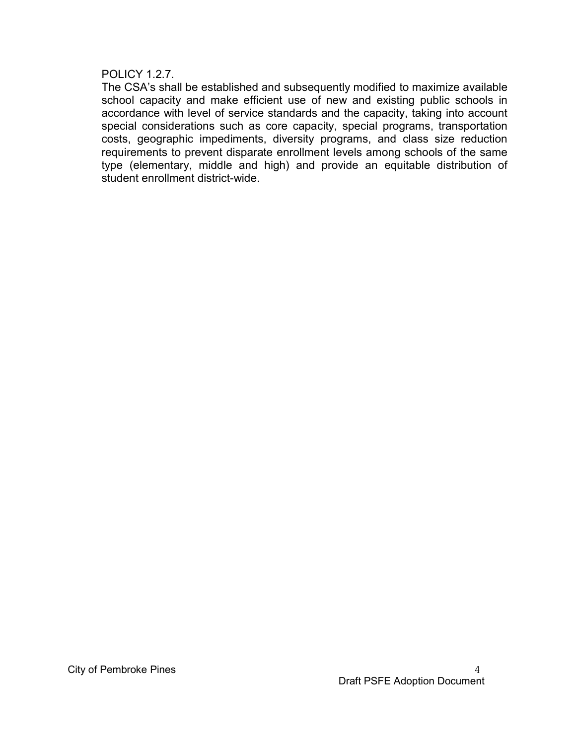POLICY 1.2.7.

The CSA's shall be established and subsequently modified to maximize available school capacity and make efficient use of new and existing public schools in accordance with level of service standards and the capacity, taking into account special considerations such as core capacity, special programs, transportation costs, geographic impediments, diversity programs, and class size reduction requirements to prevent disparate enrollment levels among schools of the same type (elementary, middle and high) and provide an equitable distribution of student enrollment district-wide.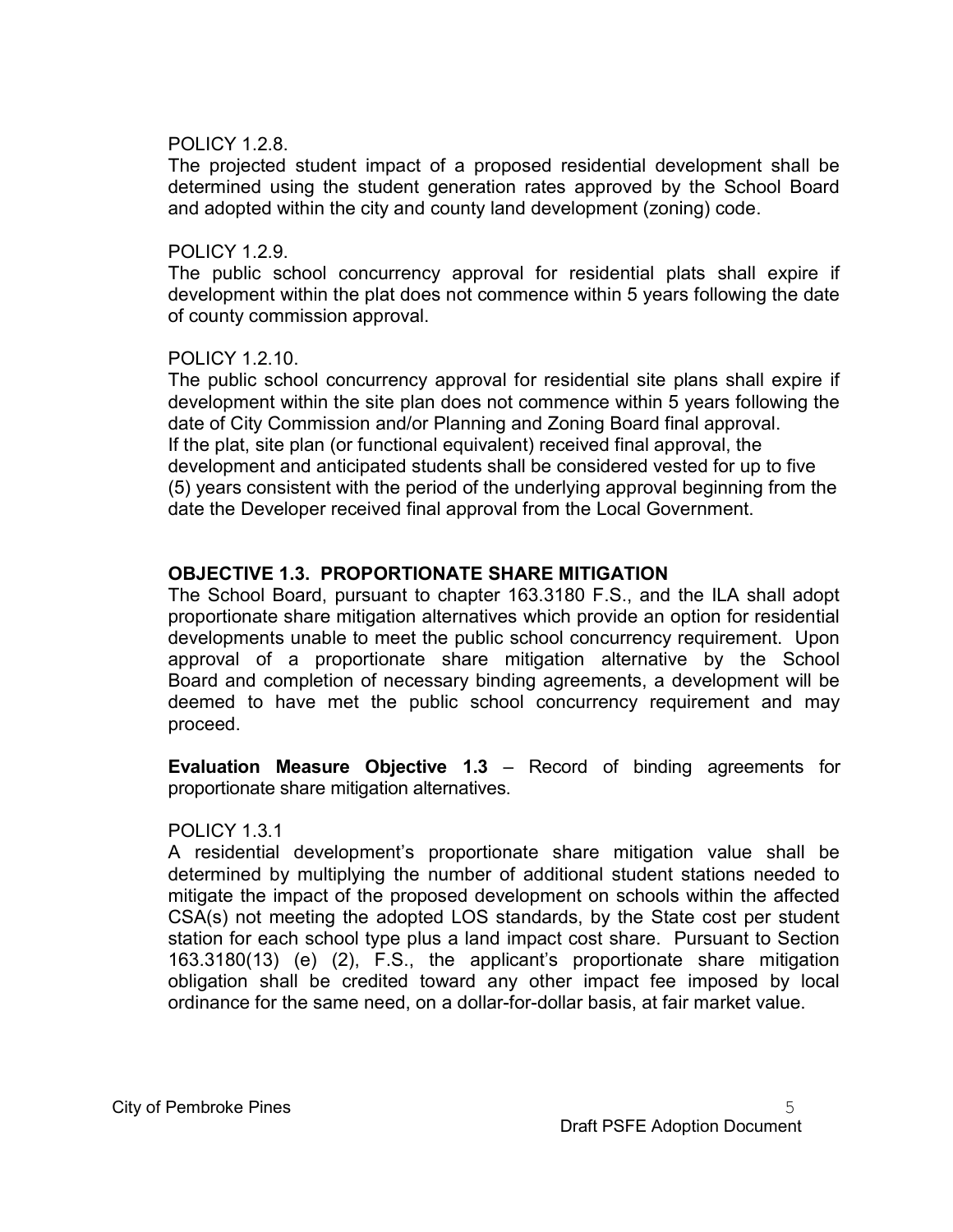POLICY 1.2.8.

The projected student impact of a proposed residential development shall be determined using the student generation rates approved by the School Board and adopted within the city and county land development (zoning) code.

POLICY 1.2.9.

The public school concurrency approval for residential plats shall expire if development within the plat does not commence within 5 years following the date of county commission approval.

POLICY 1.2.10.

The public school concurrency approval for residential site plans shall expire if development within the site plan does not commence within 5 years following the date of City Commission and/or Planning and Zoning Board final approval. If the plat, site plan (or functional equivalent) received final approval, the development and anticipated students shall be considered vested for up to five (5) years consistent with the period of the underlying approval beginning from the date the Developer received final approval from the Local Government.

**OBJECTIVE 1.3. PROPORTIONATE SHARE MITIGATION**

The School Board, pursuant to chapter 163.3180 F.S., and the ILA shall adopt proportionate share mitigation alternatives which provide an option for residential developments unable to meet the public school concurrency requirement. Upon approval of a proportionate share mitigation alternative by the School Board and completion of necessary binding agreements, a development will be deemed to have met the public school concurrency requirement and may proceed.

**Evaluation Measure Objective 1.3** – Record of binding agreements for proportionate share mitigation alternatives.

POLICY 1.3.1

A residential development's proportionate share mitigation value shall be determined by multiplying the number of additional student stations needed to mitigate the impact of the proposed development on schools within the affected CSA(s) not meeting the adopted LOS standards, by the State cost per student station for each school type plus a land impact cost share. Pursuant to Section 163.3180(13) (e) (2), F.S., the applicant's proportionate share mitigation obligation shall be credited toward any other impact fee imposed by local ordinance for the same need, on a dollar-for-dollar basis, at fair market value.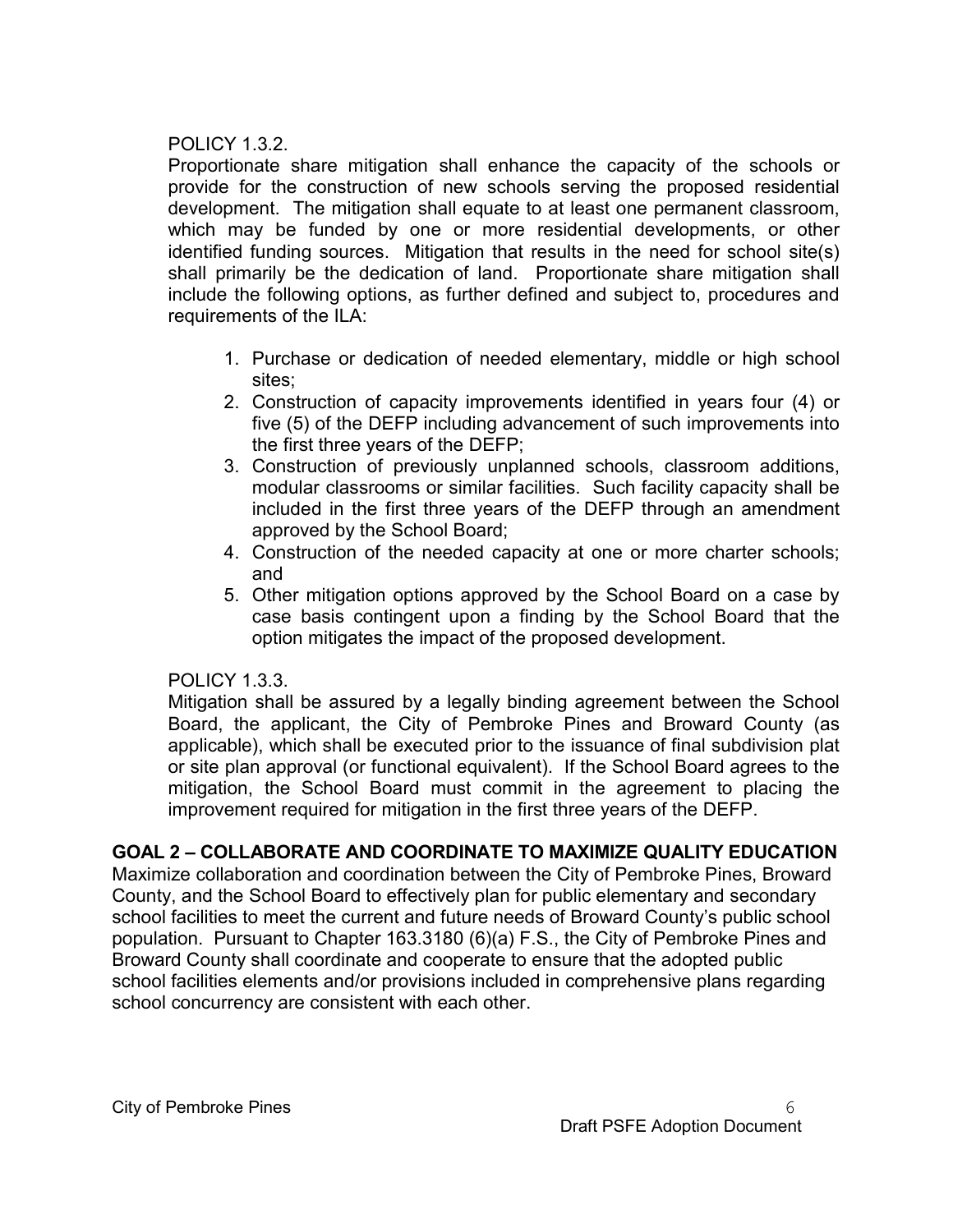POLICY 1.3.2.

Proportionate share mitigation shall enhance the capacity of the schools or provide for the construction of new schools serving the proposed residential development. The mitigation shall equate to at least one permanent classroom, which may be funded by one or more residential developments, or other identified funding sources. Mitigation that results in the need for school site(s) shall primarily be the dedication of land. Proportionate share mitigation shall include the following options, as further defined and subject to, procedures and requirements of the ILA:

1. Purchase or dedication of needed elementary, middle or high school sites;
2. Construction of capacity improvements identified in years four (4) or five (5) of the DEFP including advancement of such improvements into the first three years of the DEFP;
3. Construction of previously unplanned schools, classroom additions, modular classrooms or similar facilities. Such facility capacity shall be included in the first three years of the DEFP through an amendment approved by the School Board;
4. Construction of the needed capacity at one or more charter schools; and
5. Other mitigation options approved by the School Board on a case by case basis contingent upon a finding by the School Board that the option mitigates the impact of the proposed development.

POLICY 1.3.3.

Mitigation shall be assured by a legally binding agreement between the School Board, the applicant, the City of Pembroke Pines and Broward County (as applicable), which shall be executed prior to the issuance of final subdivision plat or site plan approval (or functional equivalent). If the School Board agrees to the mitigation, the School Board must commit in the agreement to placing the improvement required for mitigation in the first three years of the DEFP.

**GOAL 2 – COLLABORATE AND COORDINATE TO MAXIMIZE QUALITY EDUCATION**

Maximize collaboration and coordination between the City of Pembroke Pines, Broward County, and the School Board to effectively plan for public elementary and secondary school facilities to meet the current and future needs of Broward County's public school population. Pursuant to Chapter 163.3180 (6)(a) F.S., the City of Pembroke Pines and Broward County shall coordinate and cooperate to ensure that the adopted public school facilities elements and/or provisions included in comprehensive plans regarding school concurrency are consistent with each other.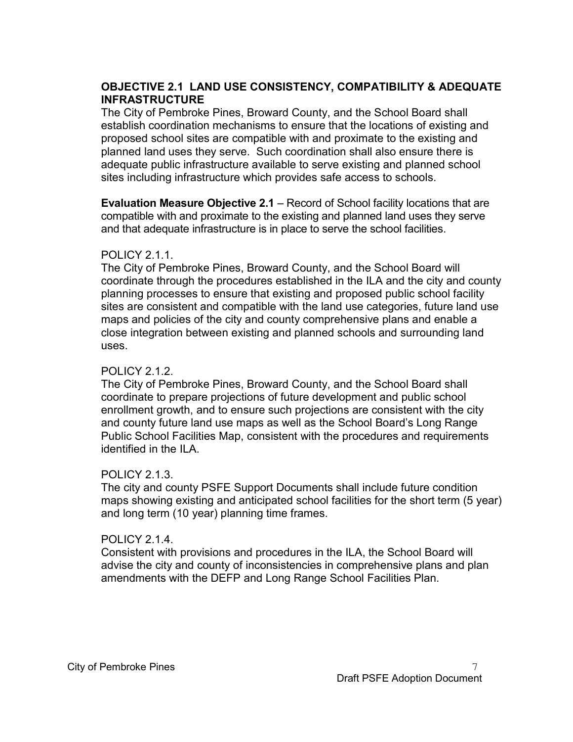## OBJECTIVE 2.1 LAND USE CONSISTENCY, COMPATIBILITY & ADEQUATE INFRASTRUCTURE

The City of Pembroke Pines, Broward County, and the School Board shall establish coordination mechanisms to ensure that the locations of existing and proposed school sites are compatible with and proximate to the existing and planned land uses they serve. Such coordination shall also ensure there is adequate public infrastructure available to serve existing and planned school sites including infrastructure which provides safe access to schools.

**Evaluation Measure Objective 2.1** – Record of School facility locations that are compatible with and proximate to the existing and planned land uses they serve and that adequate infrastructure is in place to serve the school facilities.

POLICY 2.1.1.

The City of Pembroke Pines, Broward County, and the School Board will coordinate through the procedures established in the ILA and the city and county planning processes to ensure that existing and proposed public school facility sites are consistent and compatible with the land use categories, future land use maps and policies of the city and county comprehensive plans and enable a close integration between existing and planned schools and surrounding land uses.

POLICY 2.1.2.

The City of Pembroke Pines, Broward County, and the School Board shall coordinate to prepare projections of future development and public school enrollment growth, and to ensure such projections are consistent with the city and county future land use maps as well as the School Board's Long Range Public School Facilities Map, consistent with the procedures and requirements identified in the ILA.

POLICY 2.1.3.

The city and county PSFE Support Documents shall include future condition maps showing existing and anticipated school facilities for the short term (5 year) and long term (10 year) planning time frames.

POLICY 2.1.4.

Consistent with provisions and procedures in the ILA, the School Board will advise the city and county of inconsistencies in comprehensive plans and plan amendments with the DEFP and Long Range School Facilities Plan.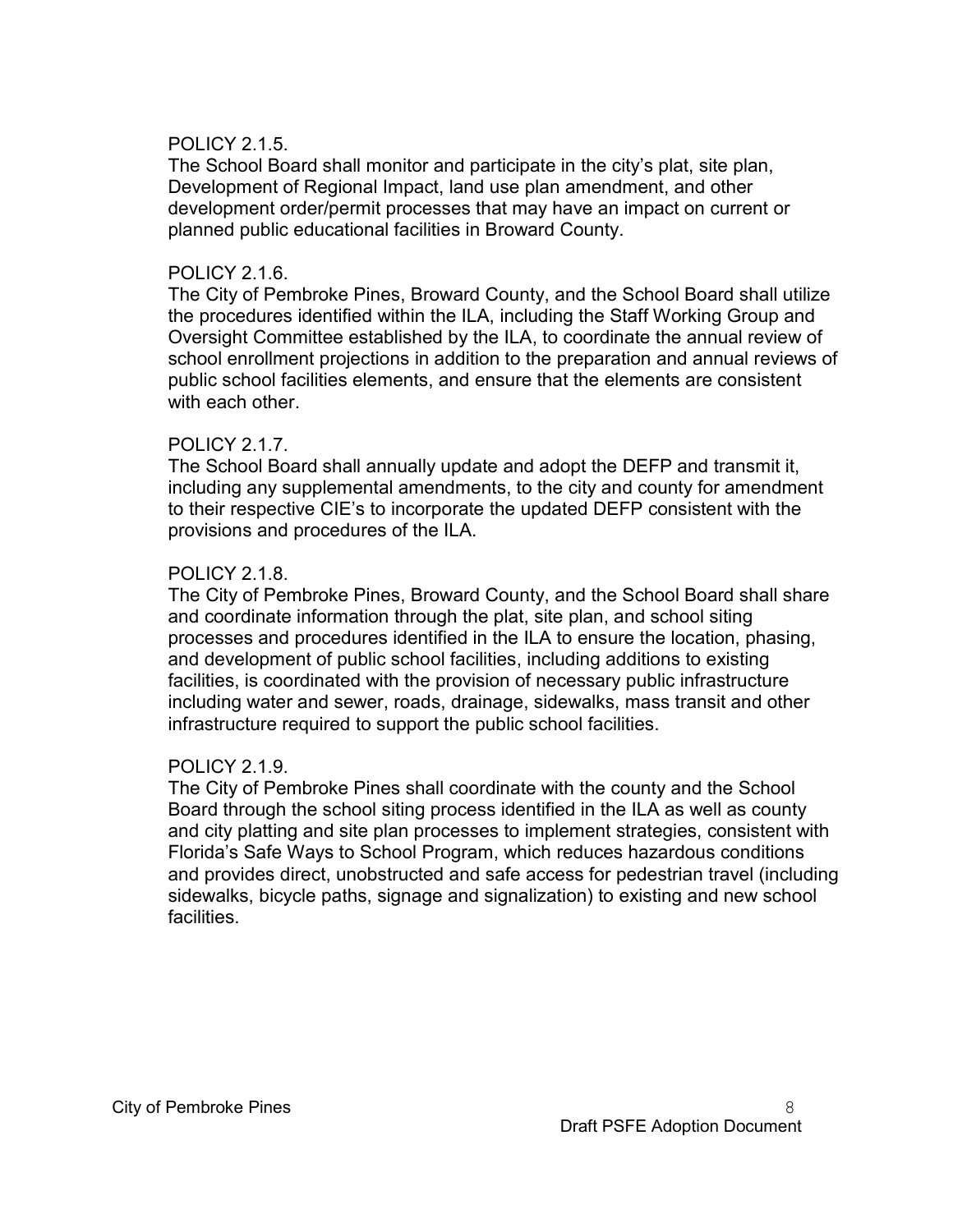POLICY 2.1.5.
The School Board shall monitor and participate in the city's plat, site plan, Development of Regional Impact, land use plan amendment, and other development order/permit processes that may have an impact on current or planned public educational facilities in Broward County.

POLICY 2.1.6.
The City of Pembroke Pines, Broward County, and the School Board shall utilize the procedures identified within the ILA, including the Staff Working Group and Oversight Committee established by the ILA, to coordinate the annual review of school enrollment projections in addition to the preparation and annual reviews of public school facilities elements, and ensure that the elements are consistent with each other.

POLICY 2.1.7.
The School Board shall annually update and adopt the DEFP and transmit it, including any supplemental amendments, to the city and county for amendment to their respective CIE's to incorporate the updated DEFP consistent with the provisions and procedures of the ILA.

POLICY 2.1.8.
The City of Pembroke Pines, Broward County, and the School Board shall share and coordinate information through the plat, site plan, and school siting processes and procedures identified in the ILA to ensure the location, phasing, and development of public school facilities, including additions to existing facilities, is coordinated with the provision of necessary public infrastructure including water and sewer, roads, drainage, sidewalks, mass transit and other infrastructure required to support the public school facilities.

POLICY 2.1.9.
The City of Pembroke Pines shall coordinate with the county and the School Board through the school siting process identified in the ILA as well as county and city platting and site plan processes to implement strategies, consistent with Florida's Safe Ways to School Program, which reduces hazardous conditions and provides direct, unobstructed and safe access for pedestrian travel (including sidewalks, bicycle paths, signage and signalization) to existing and new school facilities.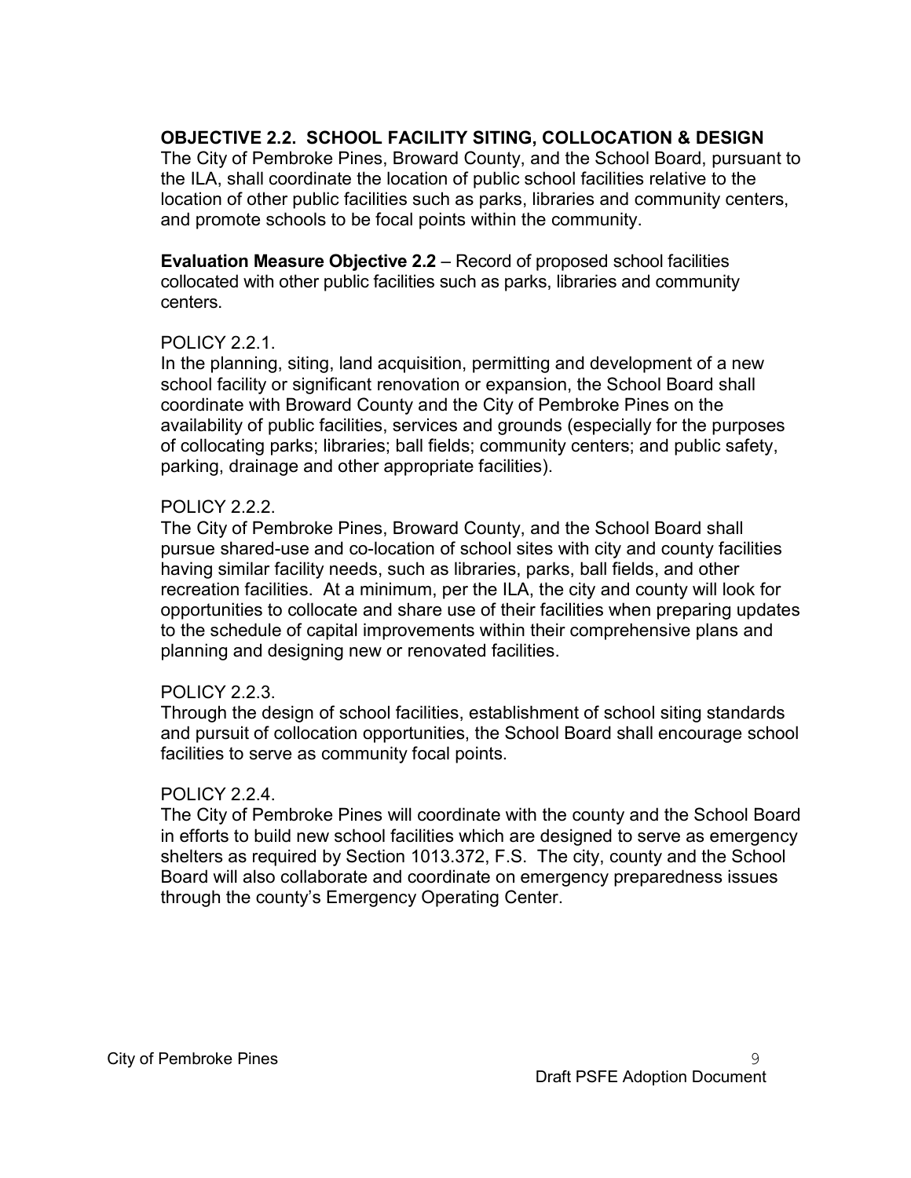**OBJECTIVE 2.2. SCHOOL FACILITY SITING, COLLOCATION & DESIGN**
The City of Pembroke Pines, Broward County, and the School Board, pursuant to the ILA, shall coordinate the location of public school facilities relative to the location of other public facilities such as parks, libraries and community centers, and promote schools to be focal points within the community.

**Evaluation Measure Objective 2.2** – Record of proposed school facilities collocated with other public facilities such as parks, libraries and community centers.

POLICY 2.2.1.
In the planning, siting, land acquisition, permitting and development of a new school facility or significant renovation or expansion, the School Board shall coordinate with Broward County and the City of Pembroke Pines on the availability of public facilities, services and grounds (especially for the purposes of collocating parks; libraries; ball fields; community centers; and public safety, parking, drainage and other appropriate facilities).

POLICY 2.2.2.
The City of Pembroke Pines, Broward County, and the School Board shall pursue shared-use and co-location of school sites with city and county facilities having similar facility needs, such as libraries, parks, ball fields, and other recreation facilities. At a minimum, per the ILA, the city and county will look for opportunities to collocate and share use of their facilities when preparing updates to the schedule of capital improvements within their comprehensive plans and planning and designing new or renovated facilities.

POLICY 2.2.3.
Through the design of school facilities, establishment of school siting standards and pursuit of collocation opportunities, the School Board shall encourage school facilities to serve as community focal points.

POLICY 2.2.4.
The City of Pembroke Pines will coordinate with the county and the School Board in efforts to build new school facilities which are designed to serve as emergency shelters as required by Section 1013.372, F.S. The city, county and the School Board will also collaborate and coordinate on emergency preparedness issues through the county's Emergency Operating Center.